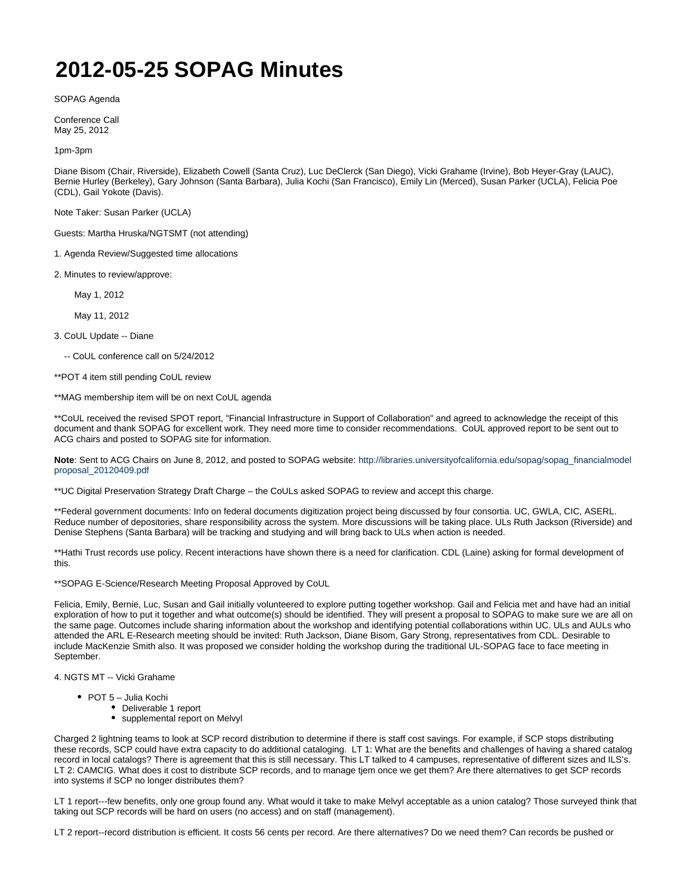# 2012-05-25 SOPAG Minutes

SOPAG Agenda

Conference Call
May 25, 2012

1pm-3pm

Diane Bisom (Chair, Riverside), Elizabeth Cowell (Santa Cruz), Luc DeClerck (San Diego), Vicki Grahame (Irvine), Bob Heyer-Gray (LAUC), Bernie Hurley (Berkeley), Gary Johnson (Santa Barbara), Julia Kochi (San Francisco), Emily Lin (Merced), Susan Parker (UCLA), Felicia Poe (CDL), Gail Yokote (Davis).

Note Taker: Susan Parker (UCLA)

Guests: Martha Hruska/NGTSMT (not attending)

1. Agenda Review/Suggested time allocations

2. Minutes to review/approve:

   May 1, 2012

   May 11, 2012

3. CoUL Update -- Diane

   -- CoUL conference call on 5/24/2012

**POT 4 item still pending CoUL review

**MAG membership item will be on next CoUL agenda

**CoUL received the revised SPOT report, "Financial Infrastructure in Support of Collaboration" and agreed to acknowledge the receipt of this document and thank SOPAG for excellent work. They need more time to consider recommendations. CoUL approved report to be sent out to ACG chairs and posted to SOPAG site for information.

**Note**: Sent to ACG Chairs on June 8, 2012, and posted to SOPAG website: http://libraries.universityofcalifornia.edu/sopag/sopag_financialmodelproposal_20120409.pdf

**UC Digital Preservation Strategy Draft Charge – the CoULs asked SOPAG to review and accept this charge.

**Federal government documents: Info on federal documents digitization project being discussed by four consortia. UC, GWLA, CIC, ASERL. Reduce number of depositories, share responsibility across the system. More discussions will be taking place. ULs Ruth Jackson (Riverside) and Denise Stephens (Santa Barbara) will be tracking and studying and will bring back to ULs when action is needed.

**Hathi Trust records use policy. Recent interactions have shown there is a need for clarification. CDL (Laine) asking for formal development of this.

**SOPAG E-Science/Research Meeting Proposal Approved by CoUL

Felicia, Emily, Bernie, Luc, Susan and Gail initially volunteered to explore putting together workshop. Gail and Felicia met and have had an initial exploration of how to put it together and what outcome(s) should be identified. They will present a proposal to SOPAG to make sure we are all on the same page. Outcomes include sharing information about the workshop and identifying potential collaborations within UC. ULs and AULs who attended the ARL E-Research meeting should be invited: Ruth Jackson, Diane Bisom, Gary Strong, representatives from CDL. Desirable to include MacKenzie Smith also. It was proposed we consider holding the workshop during the traditional UL-SOPAG face to face meeting in September.

4. NGTS MT -- Vicki Grahame

- POT 5 – Julia Kochi
  - Deliverable 1 report
  - supplemental report on Melvyl

Charged 2 lightning teams to look at SCP record distribution to determine if there is staff cost savings. For example, if SCP stops distributing these records, SCP could have extra capacity to do additional cataloging.  LT 1: What are the benefits and challenges of having a shared catalog record in local catalogs? There is agreement that this is still necessary. This LT talked to 4 campuses, representative of different sizes and ILS's. LT 2: CAMCIG. What does it cost to distribute SCP records, and to manage tjem once we get them? Are there alternatives to get SCP records into systems if SCP no longer distributes them?

LT 1 report---few benefits, only one group found any. What would it take to make Melvyl acceptable as a union catalog? Those surveyed think that taking out SCP records will be hard on users (no access) and on staff (management).

LT 2 report--record distribution is efficient. It costs 56 cents per record. Are there alternatives? Do we need them? Can records be pushed or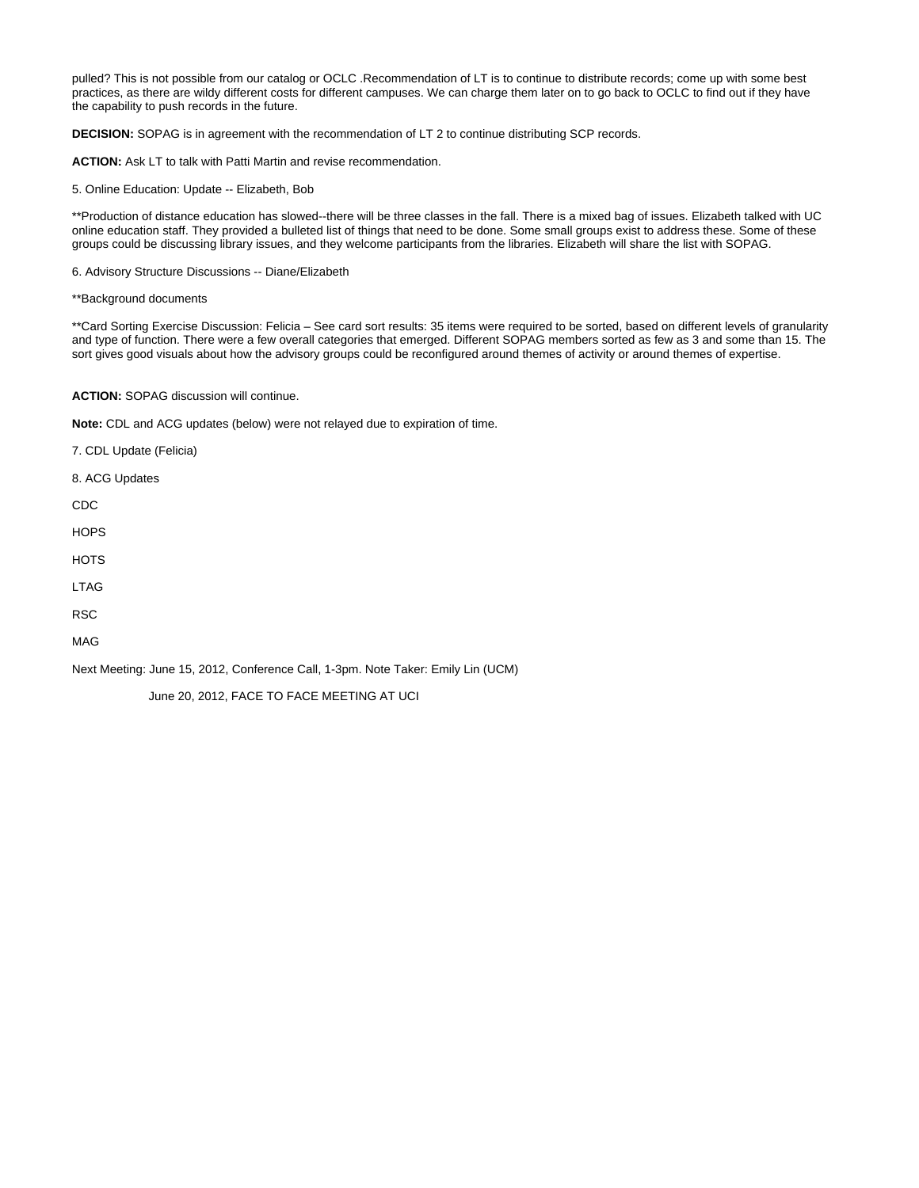pulled? This is not possible from our catalog or OCLC .Recommendation of LT is to continue to distribute records; come up with some best practices, as there are wildy different costs for different campuses. We can charge them later on to go back to OCLC to find out if they have the capability to push records in the future.

**DECISION:** SOPAG is in agreement with the recommendation of LT 2 to continue distributing SCP records.

**ACTION:** Ask LT to talk with Patti Martin and revise recommendation.

5. Online Education: Update -- Elizabeth, Bob

**Production of distance education has slowed--there will be three classes in the fall. There is a mixed bag of issues. Elizabeth talked with UC online education staff. They provided a bulleted list of things that need to be done. Some small groups exist to address these. Some of these groups could be discussing library issues, and they welcome participants from the libraries. Elizabeth will share the list with SOPAG.

6. Advisory Structure Discussions -- Diane/Elizabeth

**Background documents

**Card Sorting Exercise Discussion: Felicia – See card sort results: 35 items were required to be sorted, based on different levels of granularity and type of function. There were a few overall categories that emerged. Different SOPAG members sorted as few as 3 and some than 15. The sort gives good visuals about how the advisory groups could be reconfigured around themes of activity or around themes of expertise.

**ACTION:** SOPAG discussion will continue.

**Note:** CDL and ACG updates (below) were not relayed due to expiration of time.

7. CDL Update (Felicia)

8. ACG Updates

CDC

HOPS

HOTS

LTAG

RSC

MAG

Next Meeting: June 15, 2012, Conference Call, 1-3pm. Note Taker: Emily Lin (UCM)

June 20, 2012, FACE TO FACE MEETING AT UCI